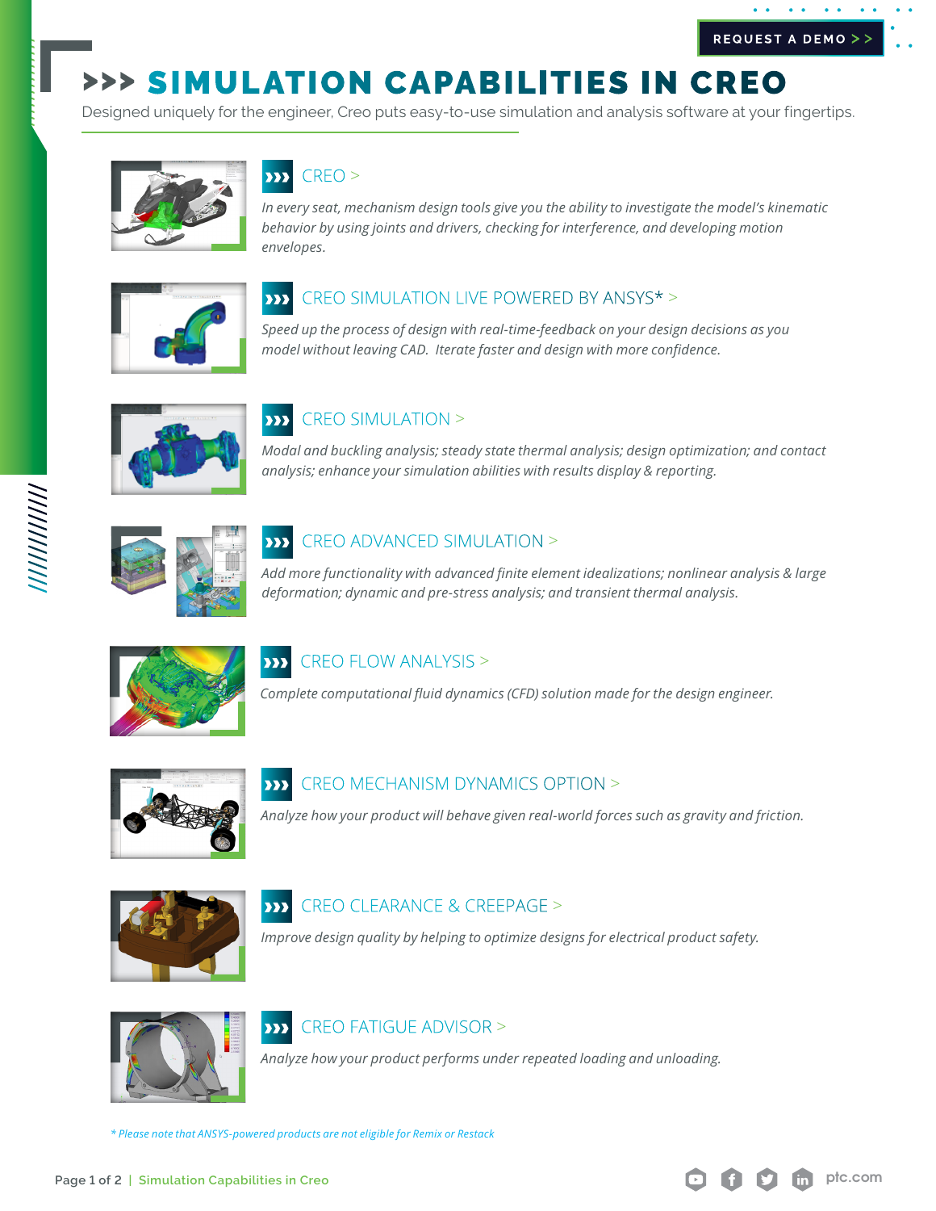REQUEST A DEMO >>

# >>> SIMULATION CAPABILITIES IN CREO

Designed uniquely for the engineer, Creo puts easy-to-use simulation and analysis software at your fingertips.

## CREO >

*In every seat, mechanism design tools give you the ability to investigate the model's kinematic behavior by using joints and drivers, checking for interference, and developing motion envelopes.*

## CREO SIMULATION LIVE POWERED BY ANSYS* >

*Speed up the process of design with real-time-feedback on your design decisions as you model without leaving CAD. Iterate faster and design with more confidence.*

## CREO SIMULATION >

*Modal and buckling analysis; steady state thermal analysis; design optimization; and contact analysis; enhance your simulation abilities with results display & reporting.*

## CREO ADVANCED SIMULATION >

*Add more functionality with advanced finite element idealizations; nonlinear analysis & large deformation; dynamic and pre-stress analysis; and transient thermal analysis.*

## CREO FLOW ANALYSIS >

*Complete computational fluid dynamics (CFD) solution made for the design engineer.*

## CREO MECHANISM DYNAMICS OPTION >

*Analyze how your product will behave given real-world forces such as gravity and friction.*

## CREO CLEARANCE & CREEPAGE >

*Improve design quality by helping to optimize designs for electrical product safety.*

## CREO FATIGUE ADVISOR >

*Analyze how your product performs under repeated loading and unloading.*

*\* Please note that ANSYS-powered products are not eligible for Remix or Restack*

ptc.com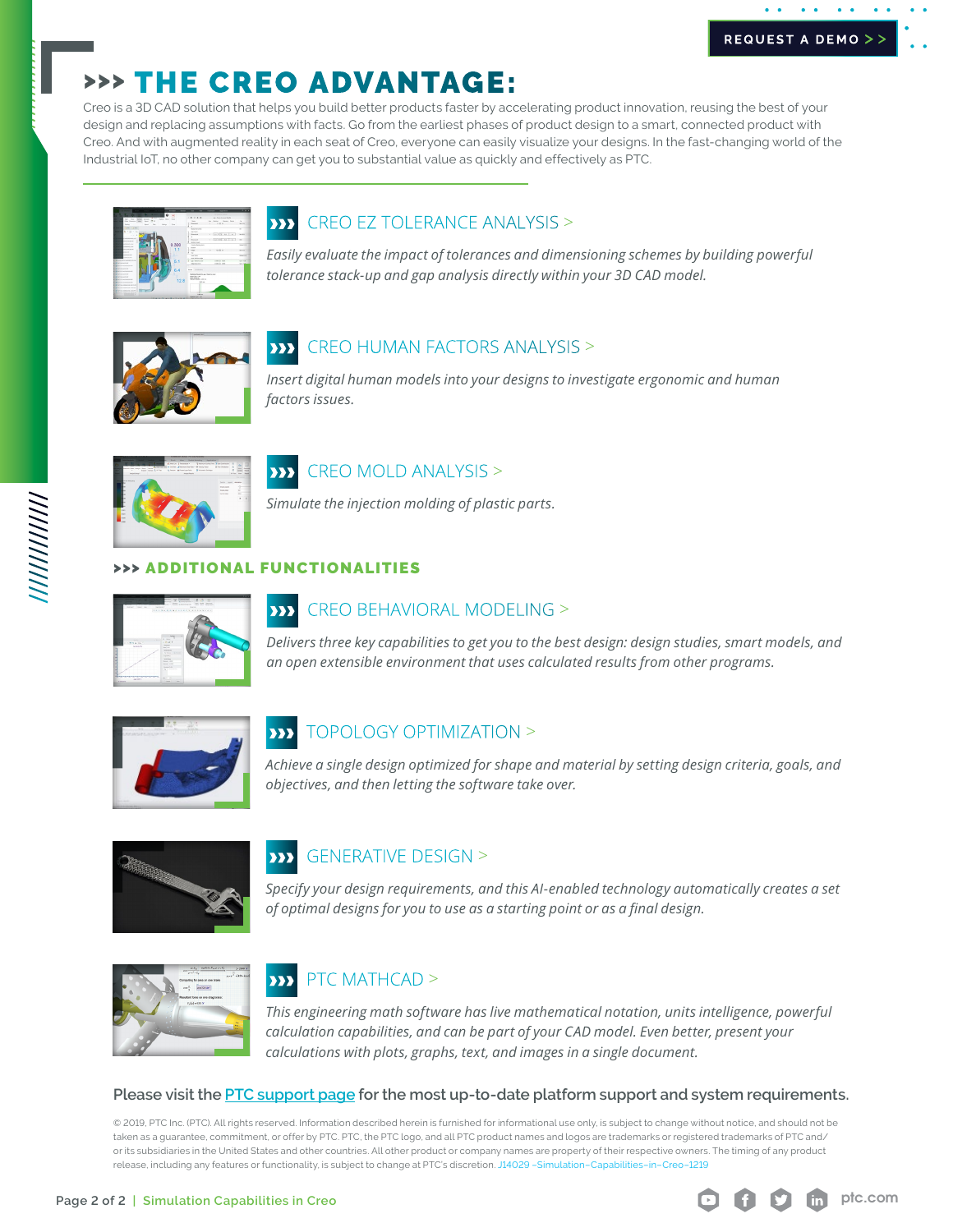REQUEST A DEMO >>

# >>> THE CREO ADVANTAGE:

Creo is a 3D CAD solution that helps you build better products faster by accelerating product innovation, reusing the best of your design and replacing assumptions with facts. Go from the earliest phases of product design to a smart, connected product with Creo. And with augmented reality in each seat of Creo, everyone can easily visualize your designs. In the fast-changing world of the Industrial IoT, no other company can get you to substantial value as quickly and effectively as PTC.

### CREO EZ TOLERANCE ANALYSIS >

*Easily evaluate the impact of tolerances and dimensioning schemes by building powerful tolerance stack-up and gap analysis directly within your 3D CAD model.*

### CREO HUMAN FACTORS ANALYSIS >

*Insert digital human models into your designs to investigate ergonomic and human factors issues.*

### CREO MOLD ANALYSIS >

*Simulate the injection molding of plastic parts.*

## >>> ADDITIONAL FUNCTIONALITIES

### CREO BEHAVIORAL MODELING >

*Delivers three key capabilities to get you to the best design: design studies, smart models, and an open extensible environment that uses calculated results from other programs.*

### TOPOLOGY OPTIMIZATION >

*Achieve a single design optimized for shape and material by setting design criteria, goals, and objectives, and then letting the software take over.*

### GENERATIVE DESIGN >

*Specify your design requirements, and this AI-enabled technology automatically creates a set of optimal designs for you to use as a starting point or as a final design.*

### PTC MATHCAD >

*This engineering math software has live mathematical notation, units intelligence, powerful calculation capabilities, and can be part of your CAD model. Even better, present your calculations with plots, graphs, text, and images in a single document.*

**Please visit the PTC support page for the most up-to-date platform support and system requirements.**

© 2019, PTC Inc. (PTC). All rights reserved. Information described herein is furnished for informational use only, is subject to change without notice, and should not be taken as a guarantee, commitment, or offer by PTC. PTC, the PTC logo, and all PTC product names and logos are trademarks or registered trademarks of PTC and/or its subsidiaries in the United States and other countries. All other product or company names are property of their respective owners. The timing of any product release, including any features or functionality, is subject to change at PTC's discretion. J14029 –Simulation–Capabilities–in–Creo–1219

ptc.com